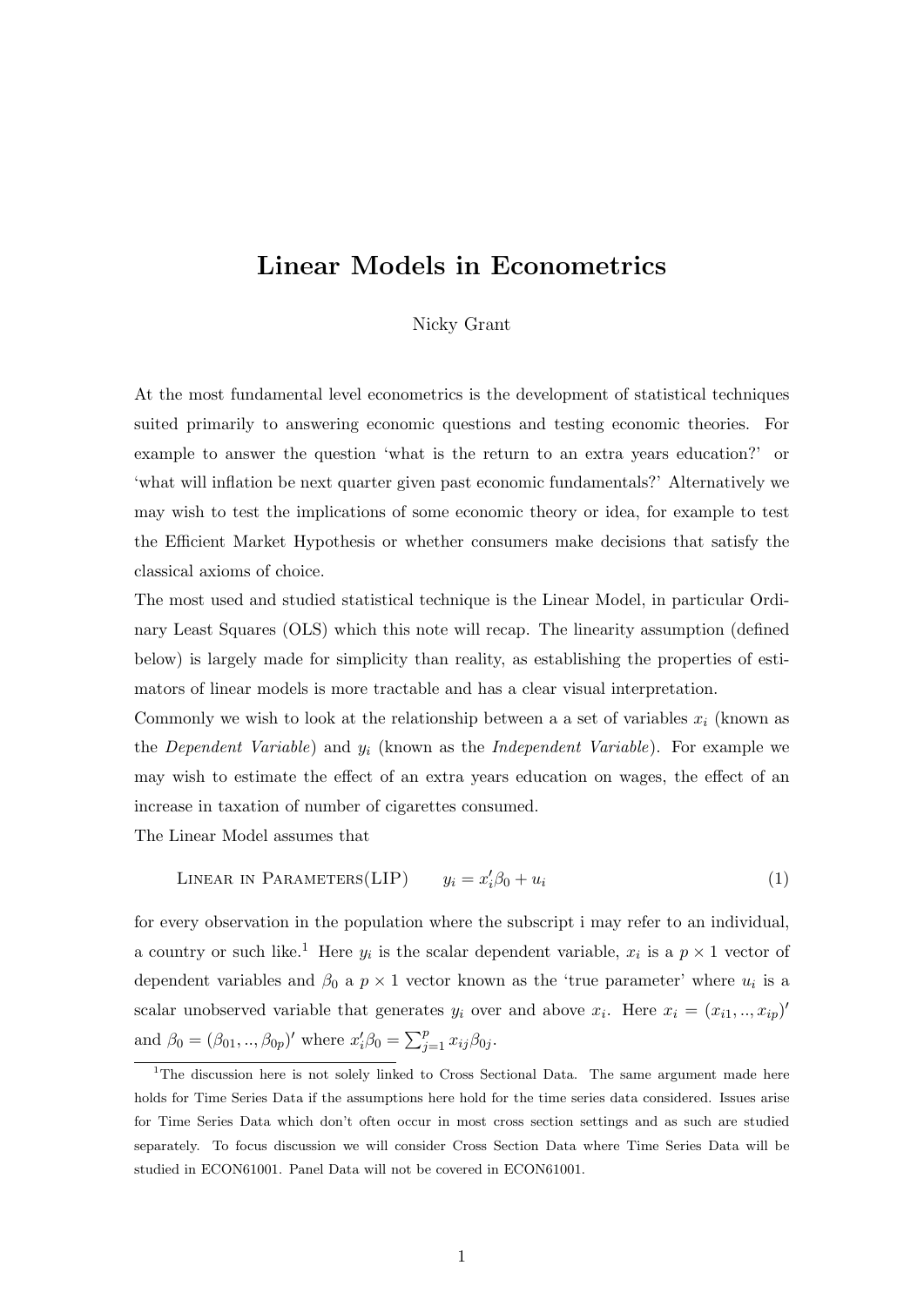# Linear Models in Econometrics

Nicky Grant

At the most fundamental level econometrics is the development of statistical techniques suited primarily to answering economic questions and testing economic theories. For example to answer the question 'what is the return to an extra years education?' or 'what will inflation be next quarter given past economic fundamentals?' Alternatively we may wish to test the implications of some economic theory or idea, for example to test the Efficient Market Hypothesis or whether consumers make decisions that satisfy the classical axioms of choice.

The most used and studied statistical technique is the Linear Model, in particular Ordinary Least Squares (OLS) which this note will recap. The linearity assumption (defined below) is largely made for simplicity than reality, as establishing the properties of estimators of linear models is more tractable and has a clear visual interpretation.

Commonly we wish to look at the relationship between a a set of variables $x_i$ (known as the *Dependent Variable*) and $y_i$ (known as the *Independent Variable*). For example we may wish to estimate the effect of an extra years education on wages, the effect of an increase in taxation of number of cigarettes consumed.

The Linear Model assumes that

$$\text{LINEAR IN PARAMETERS(LIP)} \qquad y_i = x_i'\beta_0 + u_i \tag{1}$$

for every observation in the population where the subscript i may refer to an individual, a country or such like.[1] Here $y_i$ is the scalar dependent variable, $x_i$ is a $p \times 1$ vector of dependent variables and $\beta_0$ a $p \times 1$ vector known as the 'true parameter' where $u_i$ is a scalar unobserved variable that generates $y_i$ over and above $x_i$. Here $x_i = (x_{i1}, .., x_{ip})'$ and $\beta_0 = (\beta_{01}, .., \beta_{0p})'$ where $x_i'\beta_0 = \sum_{j=1}^{p} x_{ij}\beta_{0j}$.

[1] The discussion here is not solely linked to Cross Sectional Data. The same argument made here holds for Time Series Data if the assumptions here hold for the time series data considered. Issues arise for Time Series Data which don't often occur in most cross section settings and as such are studied separately. To focus discussion we will consider Cross Section Data where Time Series Data will be studied in ECON61001. Panel Data will not be covered in ECON61001.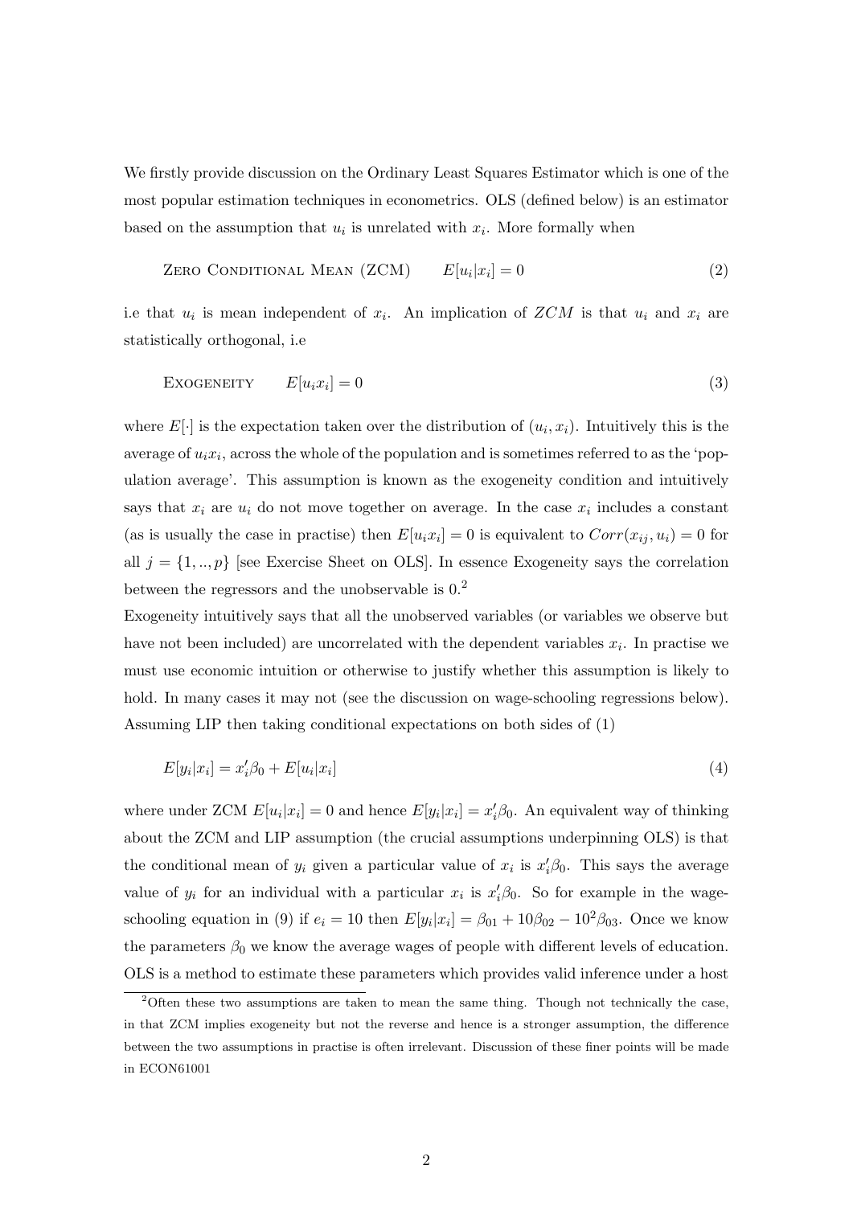We firstly provide discussion on the Ordinary Least Squares Estimator which is one of the most popular estimation techniques in econometrics. OLS (defined below) is an estimator based on the assumption that $u_i$ is unrelated with $x_i$. More formally when

$$\text{Zero Conditional Mean (ZCM)} \qquad E[u_i|x_i] = 0 \tag{2}$$

i.e that $u_i$ is mean independent of $x_i$. An implication of $ZCM$ is that $u_i$ and $x_i$ are statistically orthogonal, i.e

$$\text{Exogeneity} \qquad E[u_i x_i] = 0 \tag{3}$$

where $E[\cdot]$ is the expectation taken over the distribution of $(u_i, x_i)$. Intuitively this is the average of $u_i x_i$, across the whole of the population and is sometimes referred to as the 'population average'. This assumption is known as the exogeneity condition and intuitively says that $x_i$ are $u_i$ do not move together on average. In the case $x_i$ includes a constant (as is usually the case in practise) then $E[u_i x_i] = 0$ is equivalent to $Corr(x_{ij}, u_i) = 0$ for all $j = \{1, .., p\}$ [see Exercise Sheet on OLS]. In essence Exogeneity says the correlation between the regressors and the unobservable is 0.[2]

Exogeneity intuitively says that all the unobserved variables (or variables we observe but have not been included) are uncorrelated with the dependent variables $x_i$. In practise we must use economic intuition or otherwise to justify whether this assumption is likely to hold. In many cases it may not (see the discussion on wage-schooling regressions below). Assuming LIP then taking conditional expectations on both sides of (1)

$$E[y_i|x_i] = x_i'\beta_0 + E[u_i|x_i] \tag{4}$$

where under ZCM $E[u_i|x_i] = 0$ and hence $E[y_i|x_i] = x_i'\beta_0$. An equivalent way of thinking about the ZCM and LIP assumption (the crucial assumptions underpinning OLS) is that the conditional mean of $y_i$ given a particular value of $x_i$ is $x_i'\beta_0$. This says the average value of $y_i$ for an individual with a particular $x_i$ is $x_i'\beta_0$. So for example in the wage-schooling equation in (9) if $e_i = 10$ then $E[y_i|x_i] = \beta_{01} + 10\beta_{02} - 10^2\beta_{03}$. Once we know the parameters $\beta_0$ we know the average wages of people with different levels of education. OLS is a method to estimate these parameters which provides valid inference under a host

[2] Often these two assumptions are taken to mean the same thing. Though not technically the case, in that ZCM implies exogeneity but not the reverse and hence is a stronger assumption, the difference between the two assumptions in practise is often irrelevant. Discussion of these finer points will be made in ECON61001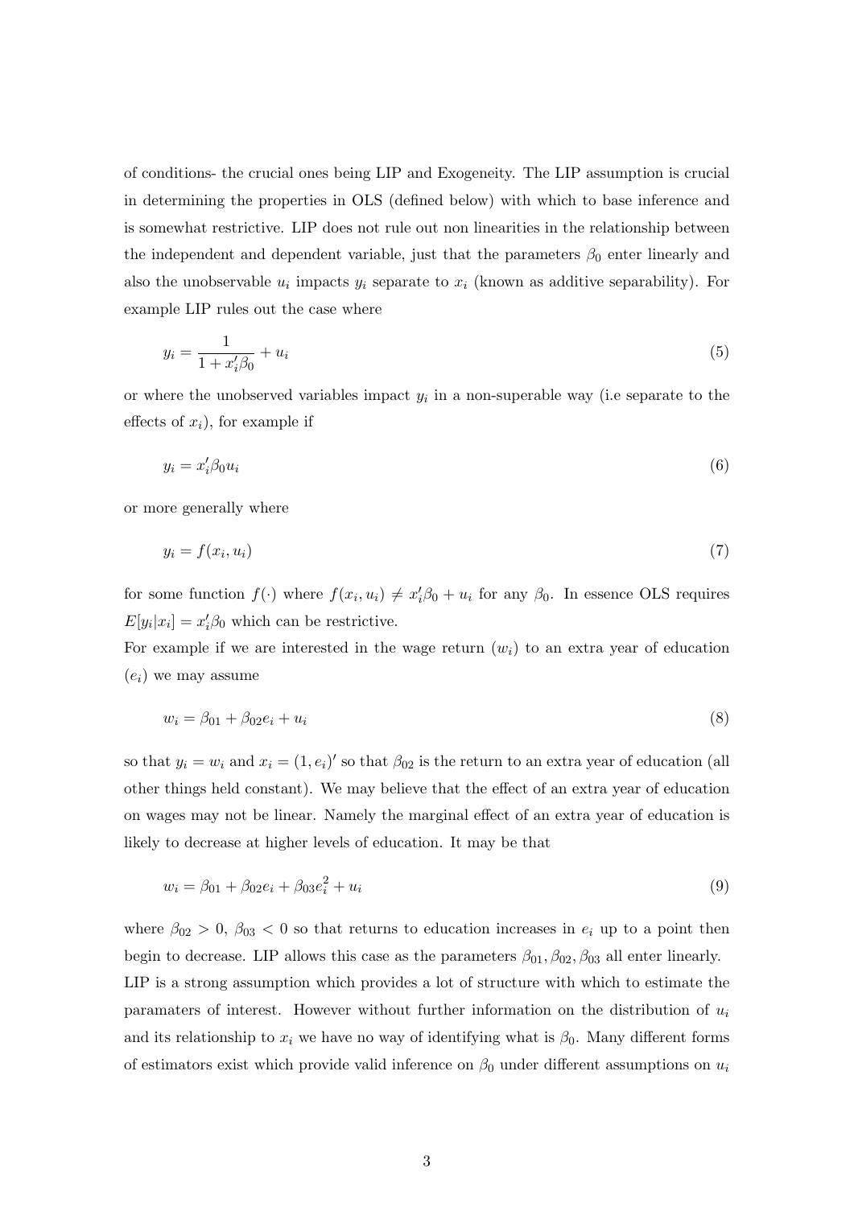of conditions- the crucial ones being LIP and Exogeneity. The LIP assumption is crucial in determining the properties in OLS (defined below) with which to base inference and is somewhat restrictive. LIP does not rule out non linearities in the relationship between the independent and dependent variable, just that the parameters $\beta_0$ enter linearly and also the unobservable $u_i$ impacts $y_i$ separate to $x_i$ (known as additive separability). For example LIP rules out the case where

$$y_i = \frac{1}{1 + x_i'\beta_0} + u_i \tag{5}$$

or where the unobserved variables impact $y_i$ in a non-superable way (i.e separate to the effects of $x_i$), for example if

$$y_i = x_i'\beta_0 u_i \tag{6}$$

or more generally where

$$y_i = f(x_i, u_i) \tag{7}$$

for some function $f(\cdot)$ where $f(x_i, u_i) \neq x_i'\beta_0 + u_i$ for any $\beta_0$. In essence OLS requires $E[y_i|x_i] = x_i'\beta_0$ which can be restrictive.

For example if we are interested in the wage return ($w_i$) to an extra year of education ($e_i$) we may assume

$$w_i = \beta_{01} + \beta_{02}e_i + u_i \tag{8}$$

so that $y_i = w_i$ and $x_i = (1, e_i)'$ so that $\beta_{02}$ is the return to an extra year of education (all other things held constant). We may believe that the effect of an extra year of education on wages may not be linear. Namely the marginal effect of an extra year of education is likely to decrease at higher levels of education. It may be that

$$w_i = \beta_{01} + \beta_{02}e_i + \beta_{03}e_i^2 + u_i \tag{9}$$

where $\beta_{02} > 0$, $\beta_{03} < 0$ so that returns to education increases in $e_i$ up to a point then begin to decrease. LIP allows this case as the parameters $\beta_{01}, \beta_{02}, \beta_{03}$ all enter linearly.

LIP is a strong assumption which provides a lot of structure with which to estimate the paramaters of interest. However without further information on the distribution of $u_i$ and its relationship to $x_i$ we have no way of identifying what is $\beta_0$. Many different forms of estimators exist which provide valid inference on $\beta_0$ under different assumptions on $u_i$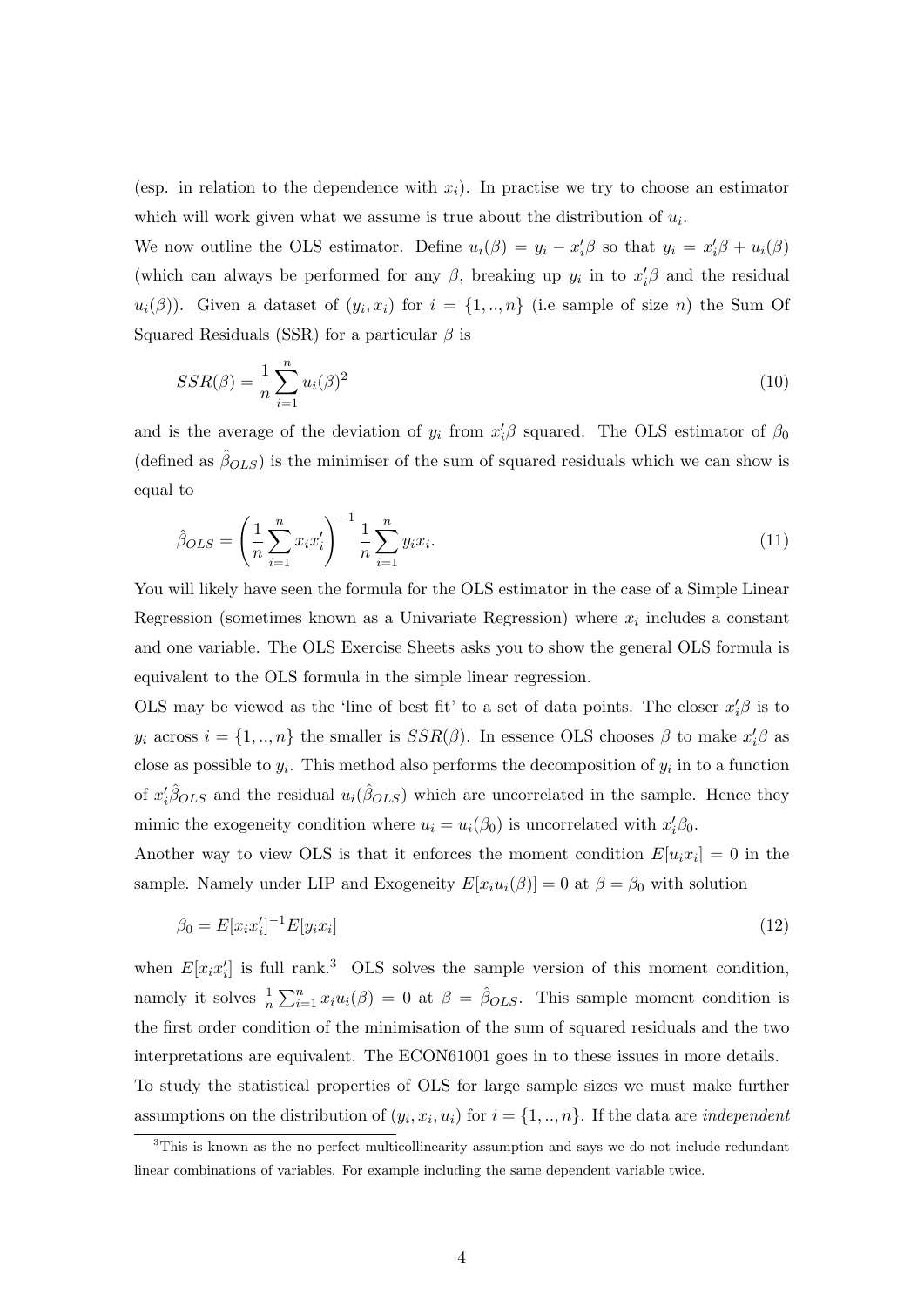(esp. in relation to the dependence with $x_i$). In practise we try to choose an estimator which will work given what we assume is true about the distribution of $u_i$.

We now outline the OLS estimator. Define $u_i(\beta) = y_i - x_i'\beta$ so that $y_i = x_i'\beta + u_i(\beta)$ (which can always be performed for any $\beta$, breaking up $y_i$ in to $x_i'\beta$ and the residual $u_i(\beta)$). Given a dataset of $(y_i, x_i)$ for $i = \{1, .., n\}$ (i.e sample of size $n$) the Sum Of Squared Residuals (SSR) for a particular $\beta$ is

$$SSR(\beta) = \frac{1}{n}\sum_{i=1}^{n} u_i(\beta)^2 \tag{10}$$

and is the average of the deviation of $y_i$ from $x_i'\beta$ squared. The OLS estimator of $\beta_0$ (defined as $\hat{\beta}_{OLS}$) is the minimiser of the sum of squared residuals which we can show is equal to

$$\hat{\beta}_{OLS} = \left(\frac{1}{n}\sum_{i=1}^{n} x_i x_i'\right)^{-1} \frac{1}{n}\sum_{i=1}^{n} y_i x_i. \tag{11}$$

You will likely have seen the formula for the OLS estimator in the case of a Simple Linear Regression (sometimes known as a Univariate Regression) where $x_i$ includes a constant and one variable. The OLS Exercise Sheets asks you to show the general OLS formula is equivalent to the OLS formula in the simple linear regression.

OLS may be viewed as the 'line of best fit' to a set of data points. The closer $x_i'\beta$ is to $y_i$ across $i = \{1, .., n\}$ the smaller is $SSR(\beta)$. In essence OLS chooses $\beta$ to make $x_i'\beta$ as close as possible to $y_i$. This method also performs the decomposition of $y_i$ in to a function of $x_i'\hat{\beta}_{OLS}$ and the residual $u_i(\hat{\beta}_{OLS})$ which are uncorrelated in the sample. Hence they mimic the exogeneity condition where $u_i = u_i(\beta_0)$ is uncorrelated with $x_i'\beta_0$.

Another way to view OLS is that it enforces the moment condition $E[u_i x_i] = 0$ in the sample. Namely under LIP and Exogeneity $E[x_i u_i(\beta)] = 0$ at $\beta = \beta_0$ with solution

$$\beta_0 = E[x_i x_i']^{-1} E[y_i x_i] \tag{12}$$

when $E[x_i x_i']$ is full rank.[3] OLS solves the sample version of this moment condition, namely it solves $\frac{1}{n}\sum_{i=1}^{n} x_i u_i(\beta) = 0$ at $\beta = \hat{\beta}_{OLS}$. This sample moment condition is the first order condition of the minimisation of the sum of squared residuals and the two interpretations are equivalent. The ECON61001 goes in to these issues in more details.

To study the statistical properties of OLS for large sample sizes we must make further assumptions on the distribution of $(y_i, x_i, u_i)$ for $i = \{1, .., n\}$. If the data are *independent*

[3] This is known as the no perfect multicollinearity assumption and says we do not include redundant linear combinations of variables. For example including the same dependent variable twice.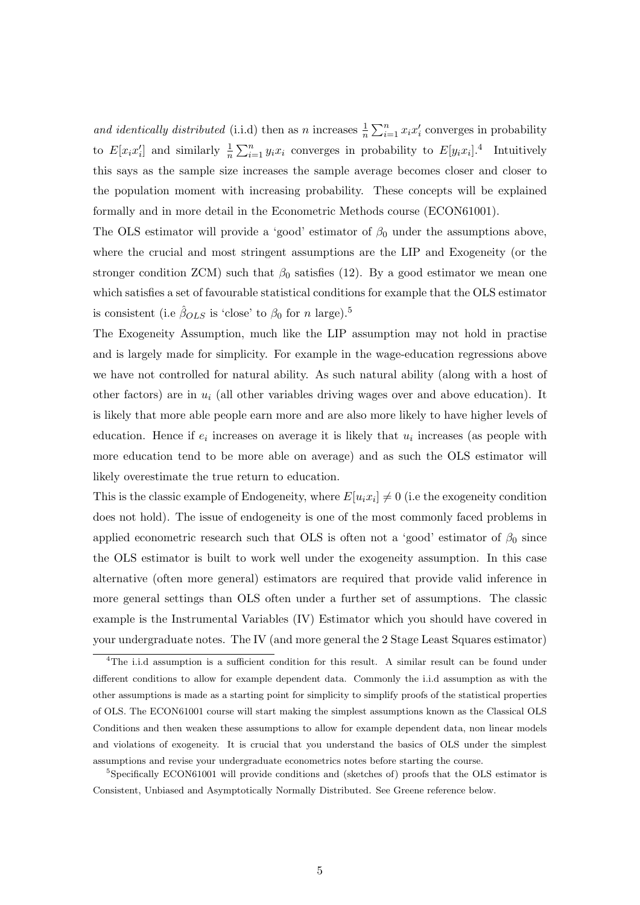*and identically distributed* (i.i.d) then as $n$ increases $\frac{1}{n}\sum_{i=1}^{n} x_i x_i'$ converges in probability to $E[x_i x_i']$ and similarly $\frac{1}{n}\sum_{i=1}^{n} y_i x_i$ converges in probability to $E[y_i x_i]$.[4] Intuitively this says as the sample size increases the sample average becomes closer and closer to the population moment with increasing probability. These concepts will be explained formally and in more detail in the Econometric Methods course (ECON61001).

The OLS estimator will provide a 'good' estimator of $\beta_0$ under the assumptions above, where the crucial and most stringent assumptions are the LIP and Exogeneity (or the stronger condition ZCM) such that $\beta_0$ satisfies (12). By a good estimator we mean one which satisfies a set of favourable statistical conditions for example that the OLS estimator is consistent (i.e $\hat{\beta}_{OLS}$ is 'close' to $\beta_0$ for $n$ large).[5]

The Exogeneity Assumption, much like the LIP assumption may not hold in practise and is largely made for simplicity. For example in the wage-education regressions above we have not controlled for natural ability. As such natural ability (along with a host of other factors) are in $u_i$ (all other variables driving wages over and above education). It is likely that more able people earn more and are also more likely to have higher levels of education. Hence if $e_i$ increases on average it is likely that $u_i$ increases (as people with more education tend to be more able on average) and as such the OLS estimator will likely overestimate the true return to education.

This is the classic example of Endogeneity, where $E[u_i x_i] \neq 0$ (i.e the exogeneity condition does not hold). The issue of endogeneity is one of the most commonly faced problems in applied econometric research such that OLS is often not a 'good' estimator of $\beta_0$ since the OLS estimator is built to work well under the exogeneity assumption. In this case alternative (often more general) estimators are required that provide valid inference in more general settings than OLS often under a further set of assumptions. The classic example is the Instrumental Variables (IV) Estimator which you should have covered in your undergraduate notes. The IV (and more general the 2 Stage Least Squares estimator)

---

[4] The i.i.d assumption is a sufficient condition for this result. A similar result can be found under different conditions to allow for example dependent data. Commonly the i.i.d assumption as with the other assumptions is made as a starting point for simplicity to simplify proofs of the statistical properties of OLS. The ECON61001 course will start making the simplest assumptions known as the Classical OLS Conditions and then weaken these assumptions to allow for example dependent data, non linear models and violations of exogeneity. It is crucial that you understand the basics of OLS under the simplest assumptions and revise your undergraduate econometrics notes before starting the course.

[5] Specifically ECON61001 will provide conditions and (sketches of) proofs that the OLS estimator is Consistent, Unbiased and Asymptotically Normally Distributed. See Greene reference below.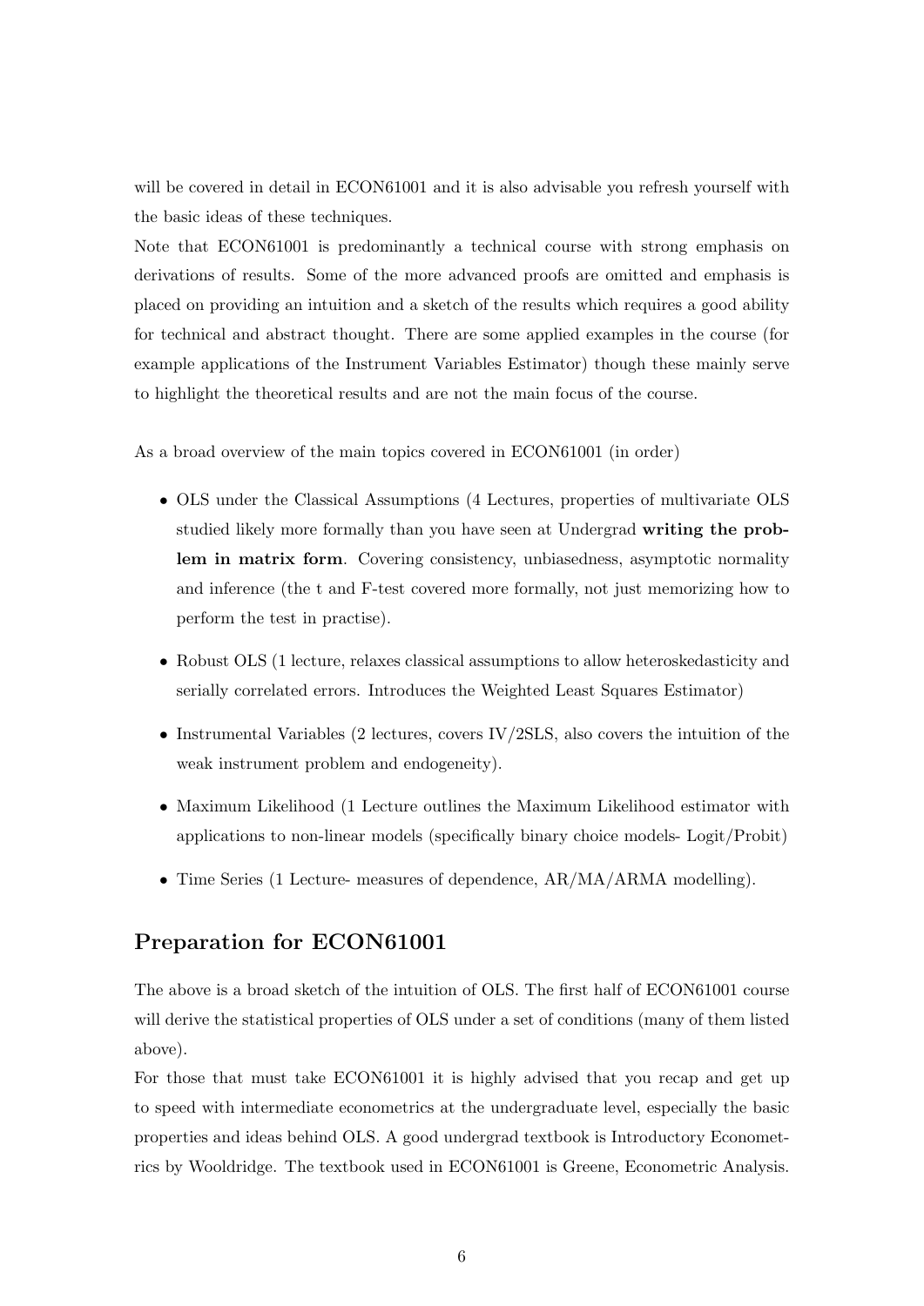will be covered in detail in ECON61001 and it is also advisable you refresh yourself with the basic ideas of these techniques.

Note that ECON61001 is predominantly a technical course with strong emphasis on derivations of results. Some of the more advanced proofs are omitted and emphasis is placed on providing an intuition and a sketch of the results which requires a good ability for technical and abstract thought. There are some applied examples in the course (for example applications of the Instrument Variables Estimator) though these mainly serve to highlight the theoretical results and are not the main focus of the course.

As a broad overview of the main topics covered in ECON61001 (in order)

- OLS under the Classical Assumptions (4 Lectures, properties of multivariate OLS studied likely more formally than you have seen at Undergrad **writing the problem in matrix form**. Covering consistency, unbiasedness, asymptotic normality and inference (the t and F-test covered more formally, not just memorizing how to perform the test in practise).
- Robust OLS (1 lecture, relaxes classical assumptions to allow heteroskedasticity and serially correlated errors. Introduces the Weighted Least Squares Estimator)
- Instrumental Variables (2 lectures, covers IV/2SLS, also covers the intuition of the weak instrument problem and endogeneity).
- Maximum Likelihood (1 Lecture outlines the Maximum Likelihood estimator with applications to non-linear models (specifically binary choice models- Logit/Probit)
- Time Series (1 Lecture- measures of dependence, AR/MA/ARMA modelling).

## Preparation for ECON61001

The above is a broad sketch of the intuition of OLS. The first half of ECON61001 course will derive the statistical properties of OLS under a set of conditions (many of them listed above).

For those that must take ECON61001 it is highly advised that you recap and get up to speed with intermediate econometrics at the undergraduate level, especially the basic properties and ideas behind OLS. A good undergrad textbook is Introductory Econometrics by Wooldridge. The textbook used in ECON61001 is Greene, Econometric Analysis.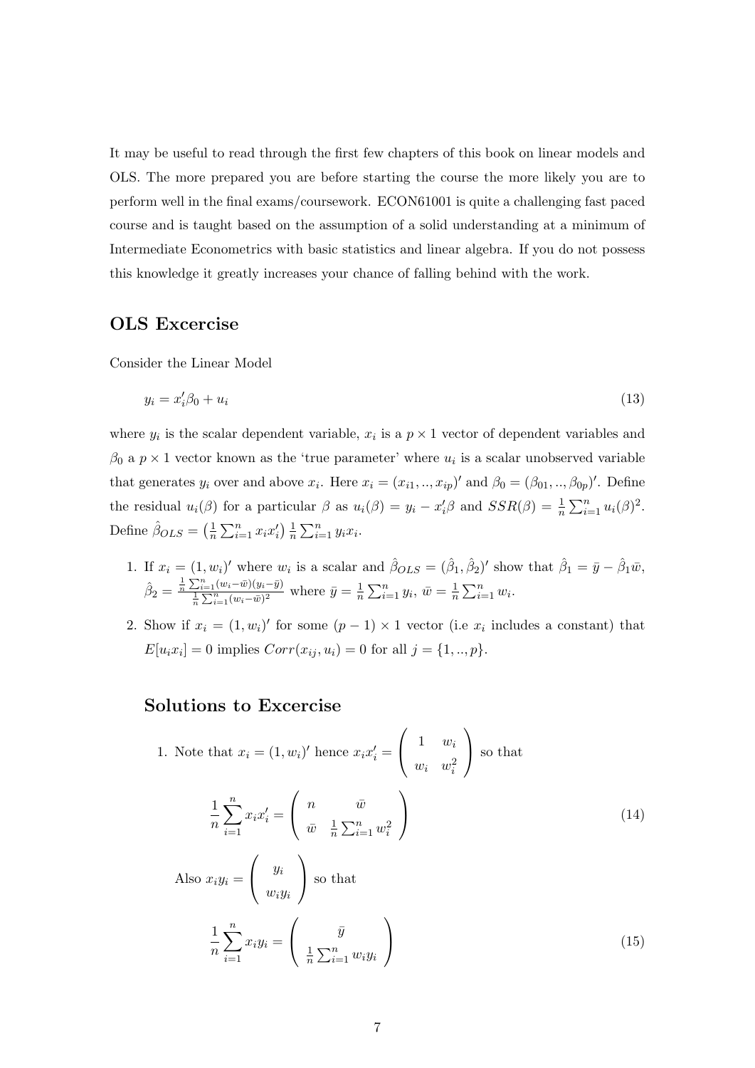It may be useful to read through the first few chapters of this book on linear models and OLS. The more prepared you are before starting the course the more likely you are to perform well in the final exams/coursework. ECON61001 is quite a challenging fast paced course and is taught based on the assumption of a solid understanding at a minimum of Intermediate Econometrics with basic statistics and linear algebra. If you do not possess this knowledge it greatly increases your chance of falling behind with the work.

## OLS Excercise

Consider the Linear Model

$$y_i = x_i'\beta_0 + u_i \tag{13}$$

where $y_i$ is the scalar dependent variable, $x_i$ is a $p \times 1$ vector of dependent variables and $\beta_0$ a $p \times 1$ vector known as the 'true parameter' where $u_i$ is a scalar unobserved variable that generates $y_i$ over and above $x_i$. Here $x_i = (x_{i1}, .., x_{ip})'$ and $\beta_0 = (\beta_{01}, .., \beta_{0p})'$. Define the residual $u_i(\beta)$ for a particular $\beta$ as $u_i(\beta) = y_i - x_i'\beta$ and $SSR(\beta) = \frac{1}{n}\sum_{i=1}^n u_i(\beta)^2$. Define $\hat{\beta}_{OLS} = \left(\frac{1}{n}\sum_{i=1}^n x_i x_i'\right)\frac{1}{n}\sum_{i=1}^n y_i x_i$.

1. If $x_i = (1, w_i)'$ where $w_i$ is a scalar and $\hat{\beta}_{OLS} = (\hat{\beta}_1, \hat{\beta}_2)'$ show that $\hat{\beta}_1 = \bar{y} - \hat{\beta}_1\bar{w}$, $\hat{\beta}_2 = \frac{\frac{1}{n}\sum_{i=1}^n (w_i - \bar{w})(y_i - \bar{y})}{\frac{1}{n}\sum_{i=1}^n (w_i - \bar{w})^2}$ where $\bar{y} = \frac{1}{n}\sum_{i=1}^n y_i$, $\bar{w} = \frac{1}{n}\sum_{i=1}^n w_i$.

2. Show if $x_i = (1, w_i)'$ for some $(p-1) \times 1$ vector (i.e $x_i$ includes a constant) that $E[u_i x_i] = 0$ implies $Corr(x_{ij}, u_i) = 0$ for all $j = \{1, .., p\}$.

### Solutions to Excercise

1. Note that $x_i = (1, w_i)'$ hence $x_i x_i' = \begin{pmatrix} 1 & w_i \\ w_i & w_i^2 \end{pmatrix}$ so that

$$\frac{1}{n}\sum_{i=1}^n x_i x_i' = \begin{pmatrix} n & \bar{w} \\ \bar{w} & \frac{1}{n}\sum_{i=1}^n w_i^2 \end{pmatrix} \tag{14}$$

Also $x_i y_i = \begin{pmatrix} y_i \\ w_i y_i \end{pmatrix}$ so that

$$\frac{1}{n}\sum_{i=1}^n x_i y_i = \begin{pmatrix} \bar{y} \\ \frac{1}{n}\sum_{i=1}^n w_i y_i \end{pmatrix} \tag{15}$$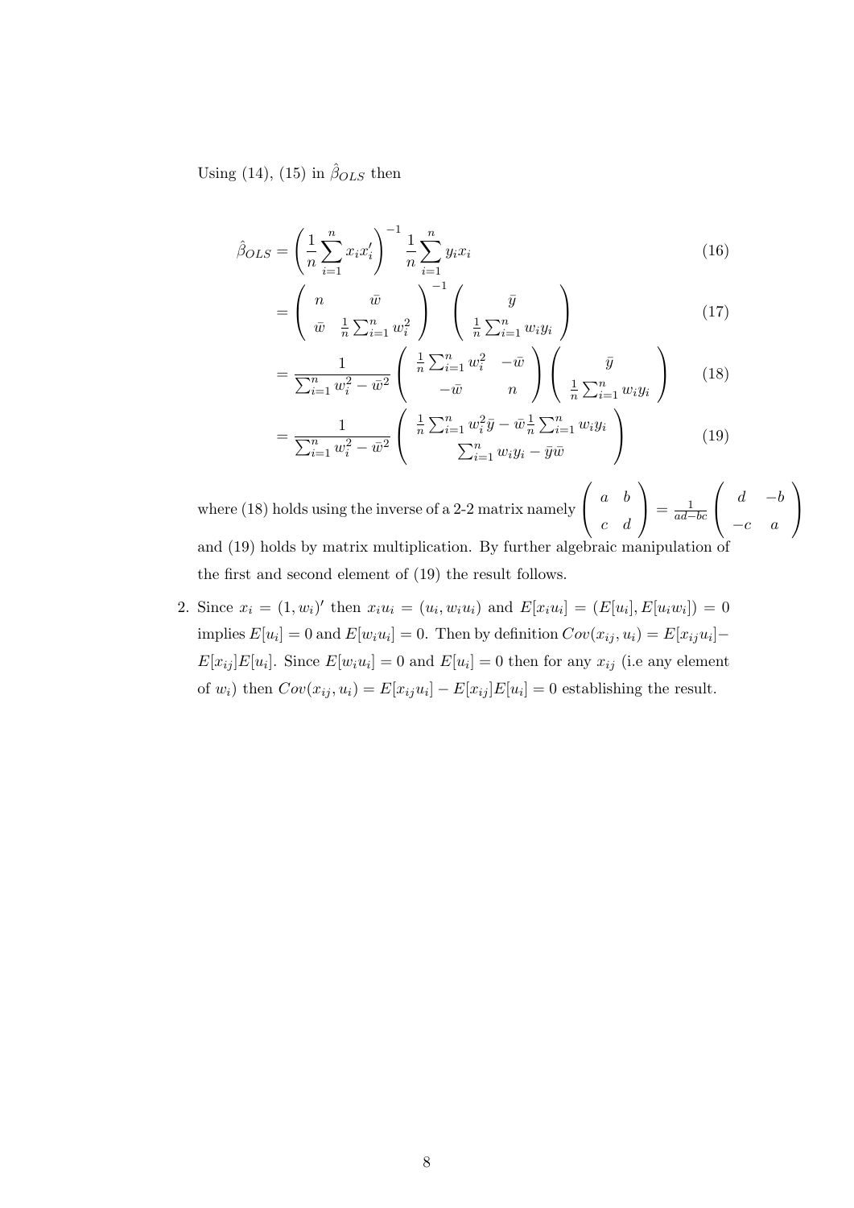Using (14), (15) in $\hat{\beta}_{OLS}$ then

$$\hat{\beta}_{OLS} = \left( \frac{1}{n} \sum_{i=1}^{n} x_i x_i' \right)^{-1} \frac{1}{n} \sum_{i=1}^{n} y_i x_i \tag{16}$$

$$= \begin{pmatrix} n & \bar{w} \\ \bar{w} & \frac{1}{n}\sum_{i=1}^{n} w_i^2 \end{pmatrix}^{-1} \begin{pmatrix} \bar{y} \\ \frac{1}{n}\sum_{i=1}^{n} w_i y_i \end{pmatrix} \tag{17}$$

$$= \frac{1}{\sum_{i=1}^{n} w_i^2 - \bar{w}^2} \begin{pmatrix} \frac{1}{n}\sum_{i=1}^{n} w_i^2 & -\bar{w} \\ -\bar{w} & n \end{pmatrix} \begin{pmatrix} \bar{y} \\ \frac{1}{n}\sum_{i=1}^{n} w_i y_i \end{pmatrix} \tag{18}$$

$$= \frac{1}{\sum_{i=1}^{n} w_i^2 - \bar{w}^2} \begin{pmatrix} \frac{1}{n}\sum_{i=1}^{n} w_i^2 \bar{y} - \bar{w}\frac{1}{n}\sum_{i=1}^{n} w_i y_i \\ \sum_{i=1}^{n} w_i y_i - \bar{y}\bar{w} \end{pmatrix} \tag{19}$$

where (18) holds using the inverse of a 2-2 matrix namely $\begin{pmatrix} a & b \\ c & d \end{pmatrix} = \frac{1}{ad-bc} \begin{pmatrix} d & -b \\ -c & a \end{pmatrix}$ and (19) holds by matrix multiplication. By further algebraic manipulation of the first and second element of (19) the result follows.

2. Since $x_i = (1, w_i)'$ then $x_i u_i = (u_i, w_i u_i)$ and $E[x_i u_i] = (E[u_i], E[u_i w_i]) = 0$ implies $E[u_i] = 0$ and $E[w_i u_i] = 0$. Then by definition $Cov(x_{ij}, u_i) = E[x_{ij}u_i] - E[x_{ij}]E[u_i]$. Since $E[w_i u_i] = 0$ and $E[u_i] = 0$ then for any $x_{ij}$ (i.e any element of $w_i$) then $Cov(x_{ij}, u_i) = E[x_{ij}u_i] - E[x_{ij}]E[u_i] = 0$ establishing the result.